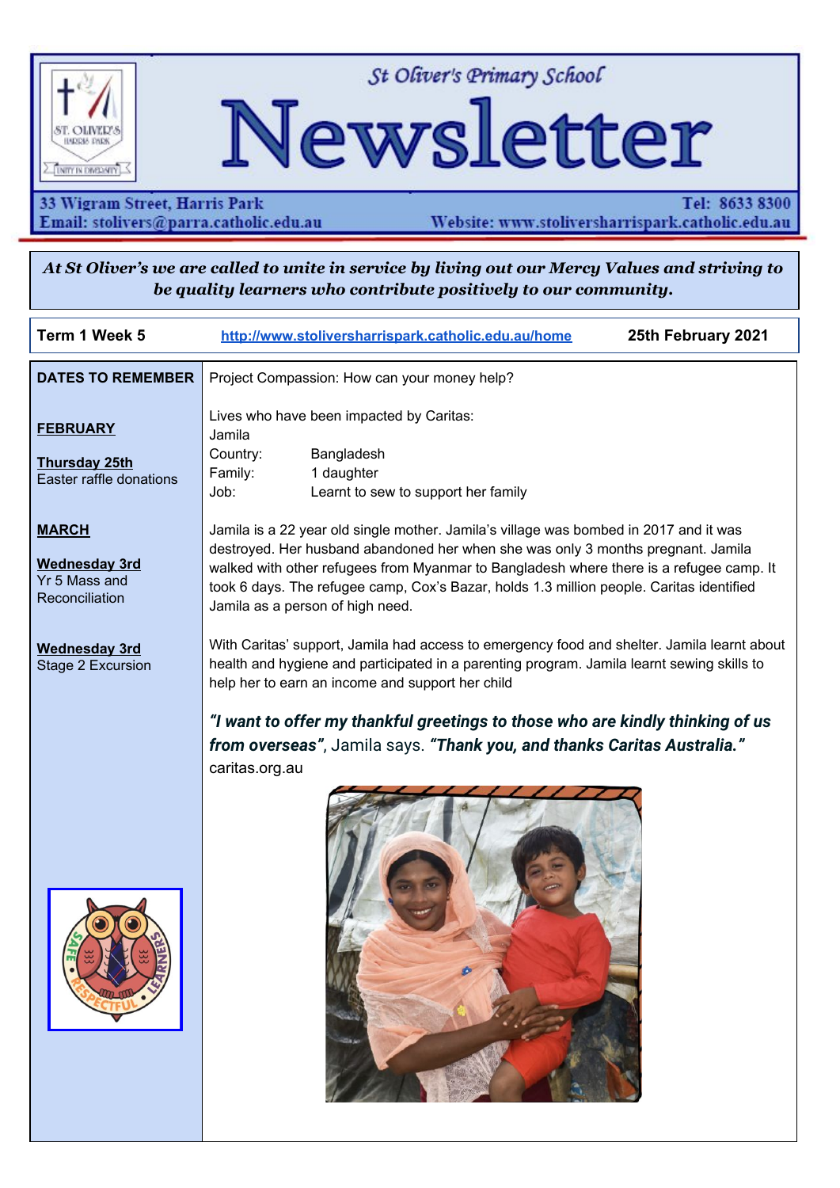# St Oliver's Primary School Newsletter

33 Wigram Street, Harris Park
Email: stolivers@parra.catholic.edu.au

Tel: 8633 8300
Website: www.stolivesharrispark.catholic.edu.au

***At St Oliver's we are called to unite in service by living out our Mercy Values and striving to be quality learners who contribute positively to our community.***

**Term 1 Week 5** | http://www.stoliversharrispark.catholic.edu.au/home | **25th February 2021**

## DATES TO REMEMBER

**FEBRUARY**

**Thursday 25th**
Easter raffle donations

**MARCH**

**Wednesday 3rd**
Yr 5 Mass and Reconciliation

**Wednesday 3rd**
Stage 2 Excursion

---

Project Compassion: How can your money help?

Lives who have been impacted by Caritas:
Jamila

| | |
|---|---|
| Country: | Bangladesh |
| Family: | 1 daughter |
| Job: | Learnt to sew to support her family |

Jamila is a 22 year old single mother. Jamila's village was bombed in 2017 and it was destroyed. Her husband abandoned her when she was only 3 months pregnant. Jamila walked with other refugees from Myanmar to Bangladesh where there is a refugee camp. It took 6 days. The refugee camp, Cox's Bazar, holds 1.3 million people. Caritas identified Jamila as a person of high need.

With Caritas' support, Jamila had access to emergency food and shelter. Jamila learnt about health and hygiene and participated in a parenting program. Jamila learnt sewing skills to help her to earn an income and support her child

***"I want to offer my thankful greetings to those who are kindly thinking of us from overseas"***, Jamila says. ***"Thank you, and thanks Caritas Australia."***
caritas.org.au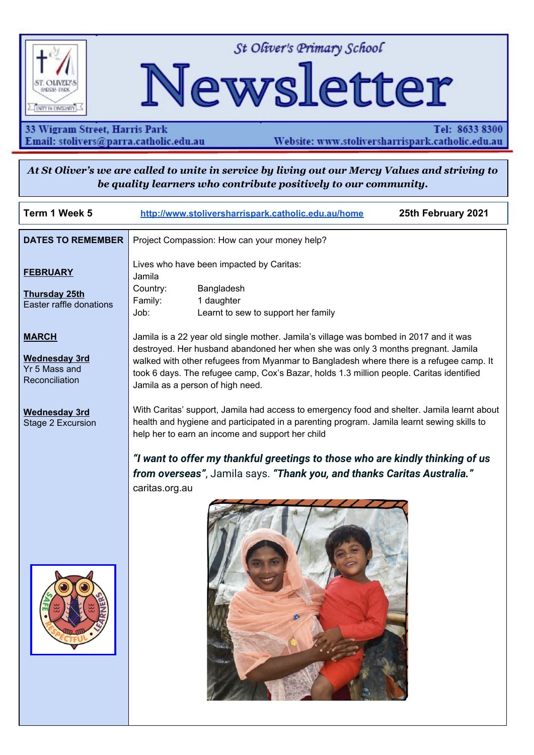# St Oliver's Primary School Newsletter

33 Wigram Street, Harris Park
Email: stolivers@parra.catholic.edu.au

Tel: 8633 8300
Website: www.stolivershharrispark.catholic.edu.au

***At St Oliver's we are called to unite in service by living out our Mercy Values and striving to be quality learners who contribute positively to our community.***

| **Term 1 Week 5** | **http://www.stolivershharrispark.catholic.edu.au/home** | **25th February 2021** |
|---|---|---|

## DATES TO REMEMBER

**FEBRUARY**

**Thursday 25th**
Easter raffle donations

**MARCH**

**Wednesday 3rd**
Yr 5 Mass and Reconciliation

**Wednesday 3rd**
Stage 2 Excursion

---

Project Compassion: How can your money help?

Lives who have been impacted by Caritas:
Jamila

| | |
|---|---|
| Country: | Bangladesh |
| Family: | 1 daughter |
| Job: | Learnt to sew to support her family |

Jamila is a 22 year old single mother. Jamila's village was bombed in 2017 and it was destroyed. Her husband abandoned her when she was only 3 months pregnant. Jamila walked with other refugees from Myanmar to Bangladesh where there is a refugee camp. It took 6 days. The refugee camp, Cox's Bazar, holds 1.3 million people. Caritas identified Jamila as a person of high need.

With Caritas' support, Jamila had access to emergency food and shelter. Jamila learnt about health and hygiene and participated in a parenting program. Jamila learnt sewing skills to help her to earn an income and support her child

***"I want to offer my thankful greetings to those who are kindly thinking of us from overseas"***, Jamila says. ***"Thank you, and thanks Caritas Australia."***
caritas.org.au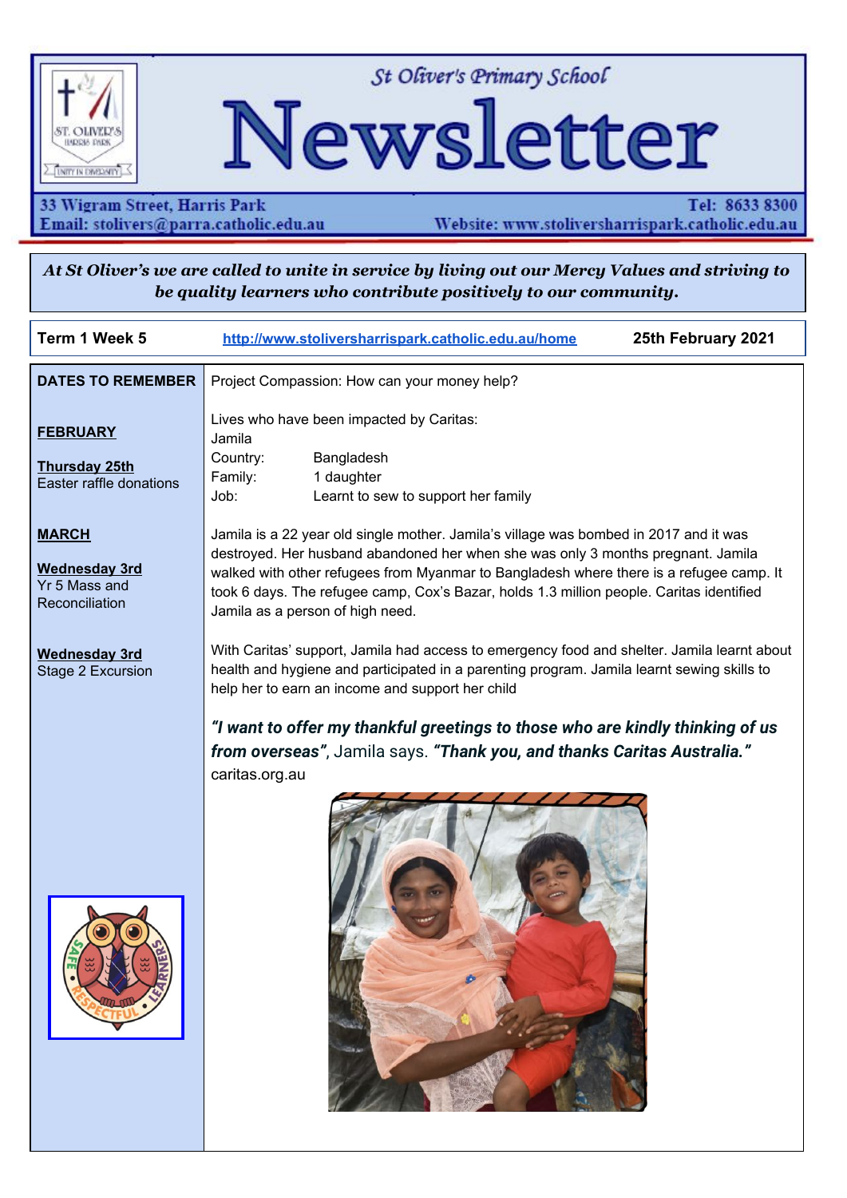St Oliver's Primary School

# Newsletter

33 Wigram Street, Harris Park
Tel: 8633 8300
Email: stolivers@parra.catholic.edu.au
Website: www.stoliversharrispark.catholic.edu.au

***At St Oliver's we are called to unite in service by living out our Mercy Values and striving to be quality learners who contribute positively to our community.***

**Term 1 Week 5** | http://www.stoliversharrispark.catholic.edu.au/home | **25th February 2021**

## DATES TO REMEMBER

**FEBRUARY**

**Thursday 25th**
Easter raffle donations

**MARCH**

**Wednesday 3rd**
Yr 5 Mass and Reconciliation

**Wednesday 3rd**
Stage 2 Excursion

Project Compassion: How can your money help?

Lives who have been impacted by Caritas:
Jamila

| | |
|---|---|
| Country: | Bangladesh |
| Family: | 1 daughter |
| Job: | Learnt to sew to support her family |

Jamila is a 22 year old single mother. Jamila's village was bombed in 2017 and it was destroyed. Her husband abandoned her when she was only 3 months pregnant. Jamila walked with other refugees from Myanmar to Bangladesh where there is a refugee camp. It took 6 days. The refugee camp, Cox's Bazar, holds 1.3 million people. Caritas identified Jamila as a person of high need.

With Caritas' support, Jamila had access to emergency food and shelter. Jamila learnt about health and hygiene and participated in a parenting program. Jamila learnt sewing skills to help her to earn an income and support her child

***"I want to offer my thankful greetings to those who are kindly thinking of us from overseas"***, Jamila says. ***"Thank you, and thanks Caritas Australia."***
caritas.org.au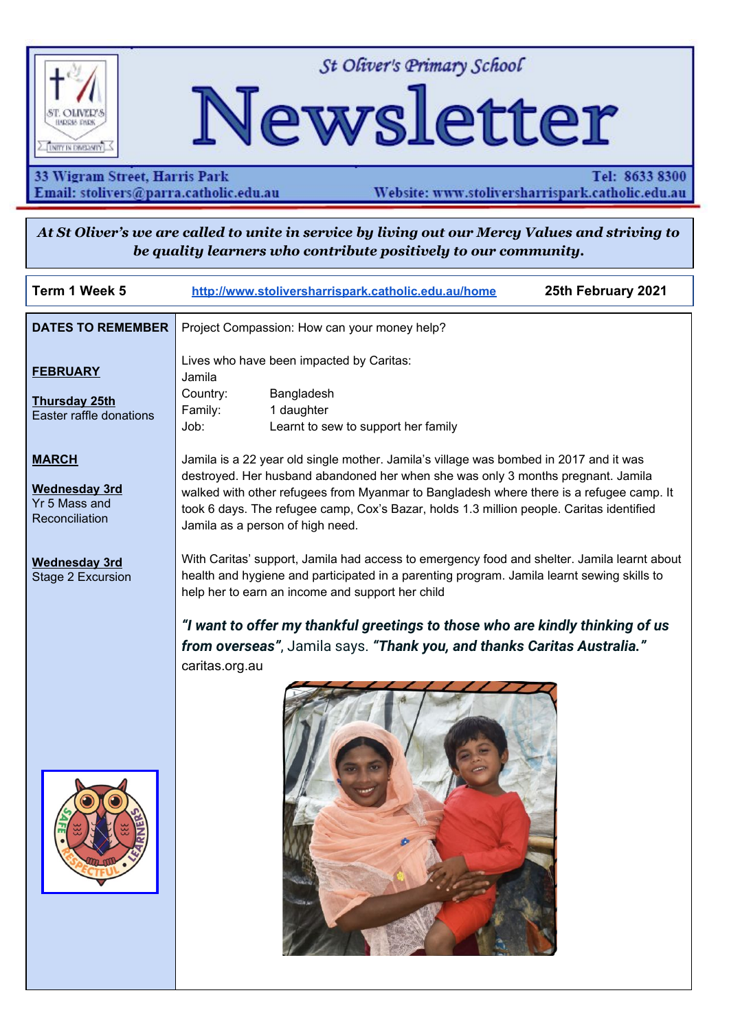St Oliver's Primary School

# Newsletter

33 Wigram Street, Harris Park
Email: stolivers@parra.catholic.edu.au

Tel: 8633 8300
Website: www.stoliversharrispark.catholic.edu.au

***At St Oliver's we are called to unite in service by living out our Mercy Values and striving to be quality learners who contribute positively to our community.***

| **Term 1 Week 5** | http://www.stoliversharrispark.catholic.edu.au/home | **25th February 2021** |
|---|---|---|

**DATES TO REMEMBER**

**FEBRUARY**

**Thursday 25th**
Easter raffle donations

**MARCH**

**Wednesday 3rd**
Yr 5 Mass and Reconciliation

**Wednesday 3rd**
Stage 2 Excursion

Project Compassion: How can your money help?

Lives who have been impacted by Caritas:
Jamila

| | |
|---|---|
| Country: | Bangladesh |
| Family: | 1 daughter |
| Job: | Learnt to sew to support her family |

Jamila is a 22 year old single mother. Jamila's village was bombed in 2017 and it was destroyed. Her husband abandoned her when she was only 3 months pregnant. Jamila walked with other refugees from Myanmar to Bangladesh where there is a refugee camp. It took 6 days. The refugee camp, Cox's Bazar, holds 1.3 million people. Caritas identified Jamila as a person of high need.

With Caritas' support, Jamila had access to emergency food and shelter. Jamila learnt about health and hygiene and participated in a parenting program. Jamila learnt sewing skills to help her to earn an income and support her child

***"I want to offer my thankful greetings to those who are kindly thinking of us from overseas"***, Jamila says. ***"Thank you, and thanks Caritas Australia."***
caritas.org.au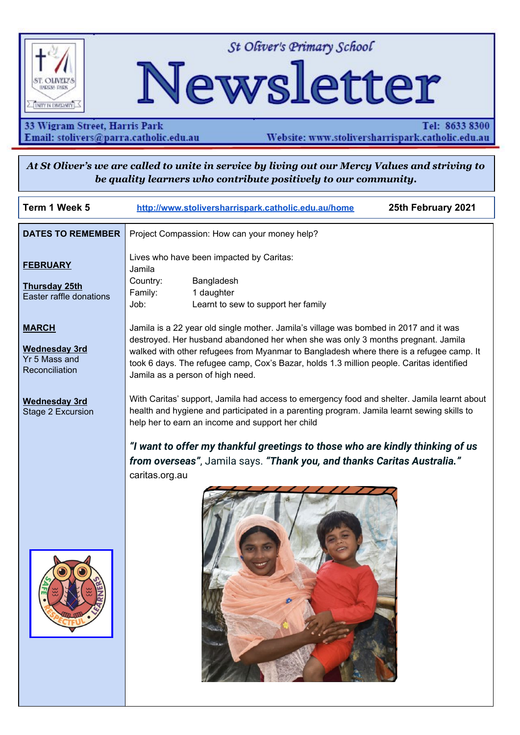# St Oliver's Primary School Newsletter

33 Wigram Street, Harris Park
Email: stolivers@parra.catholic.edu.au

Tel: 8633 8300
Website: www.stolivershsarrispark.catholic.edu.au

***At St Oliver's we are called to unite in service by living out our Mercy Values and striving to be quality learners who contribute positively to our community.***

| **Term 1 Week 5** | http://www.stolivershsarrispark.catholic.edu.au/home | **25th February 2021** |
|---|---|---|

**DATES TO REMEMBER**

**FEBRUARY**

**Thursday 25th**
Easter raffle donations

**MARCH**

**Wednesday 3rd**
Yr 5 Mass and Reconciliation

**Wednesday 3rd**
Stage 2 Excursion

Project Compassion: How can your money help?

Lives who have been impacted by Caritas:
Jamila
Country: Bangladesh
Family: 1 daughter
Job: Learnt to sew to support her family

Jamila is a 22 year old single mother. Jamila's village was bombed in 2017 and it was destroyed. Her husband abandoned her when she was only 3 months pregnant. Jamila walked with other refugees from Myanmar to Bangladesh where there is a refugee camp. It took 6 days. The refugee camp, Cox's Bazar, holds 1.3 million people. Caritas identified Jamila as a person of high need.

With Caritas' support, Jamila had access to emergency food and shelter. Jamila learnt about health and hygiene and participated in a parenting program. Jamila learnt sewing skills to help her to earn an income and support her child

***"I want to offer my thankful greetings to those who are kindly thinking of us from overseas"***, Jamila says. ***"Thank you, and thanks Caritas Australia."***
caritas.org.au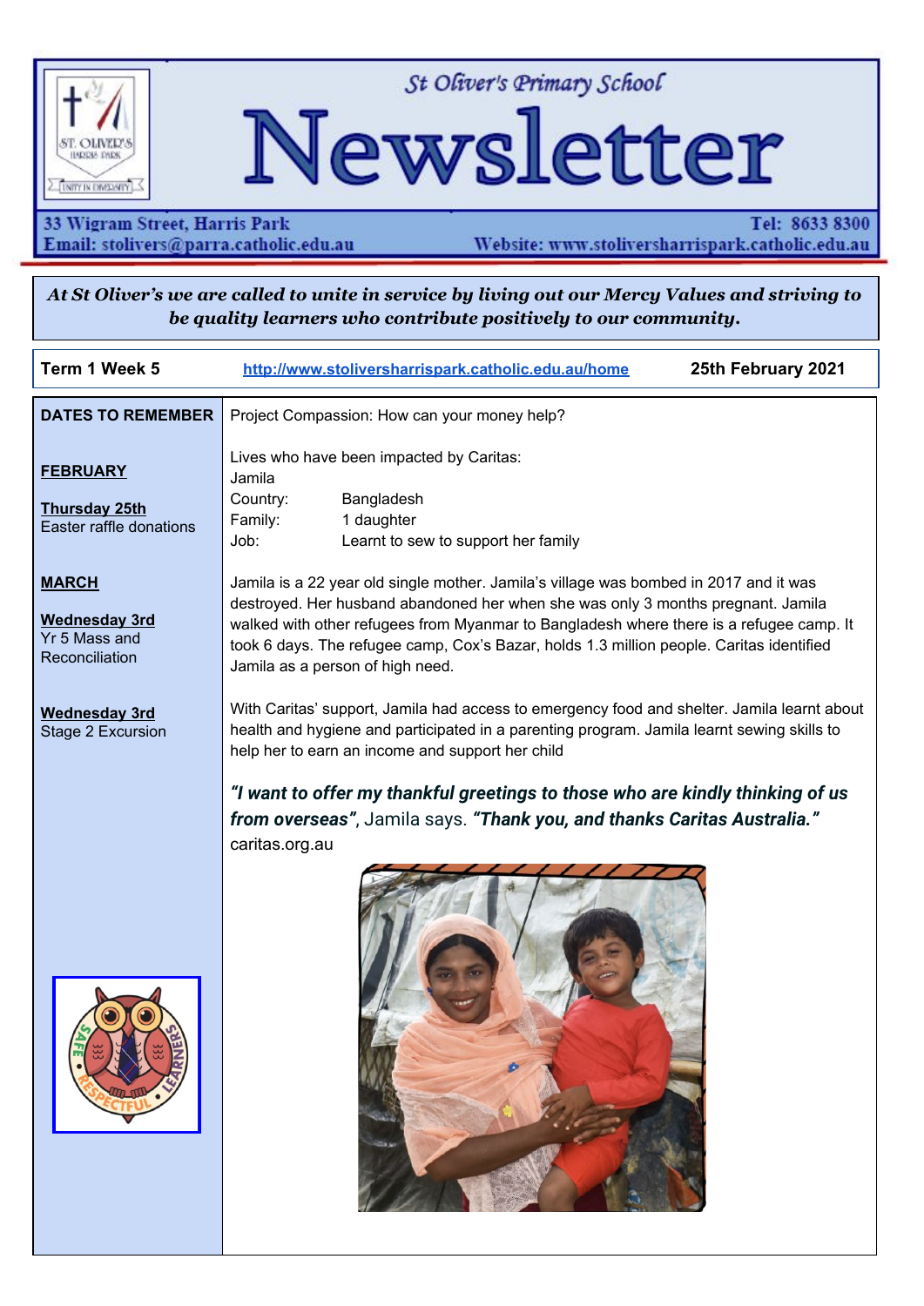St Oliver's Primary School

# Newsletter

33 Wigram Street, Harris Park
Email: stolivers@parra.catholic.edu.au

Tel: 8633 8300
Website: www.stoliversharrispark.catholic.edu.au

***At St Oliver's we are called to unite in service by living out our Mercy Values and striving to be quality learners who contribute positively to our community.***

**Term 1 Week 5** | http://www.stoliversharrispark.catholic.edu.au/home | **25th February 2021**

**DATES TO REMEMBER**

**FEBRUARY**

**Thursday 25th**
Easter raffle donations

**MARCH**

**Wednesday 3rd**
Yr 5 Mass and Reconciliation

**Wednesday 3rd**
Stage 2 Excursion

Project Compassion: How can your money help?

Lives who have been impacted by Caritas:
Jamila

| | |
|---|---|
| Country: | Bangladesh |
| Family: | 1 daughter |
| Job: | Learnt to sew to support her family |

Jamila is a 22 year old single mother. Jamila's village was bombed in 2017 and it was destroyed. Her husband abandoned her when she was only 3 months pregnant. Jamila walked with other refugees from Myanmar to Bangladesh where there is a refugee camp. It took 6 days. The refugee camp, Cox's Bazar, holds 1.3 million people. Caritas identified Jamila as a person of high need.

With Caritas' support, Jamila had access to emergency food and shelter. Jamila learnt about health and hygiene and participated in a parenting program. Jamila learnt sewing skills to help her to earn an income and support her child

***"I want to offer my thankful greetings to those who are kindly thinking of us from overseas"***, Jamila says. ***"Thank you, and thanks Caritas Australia."***
caritas.org.au